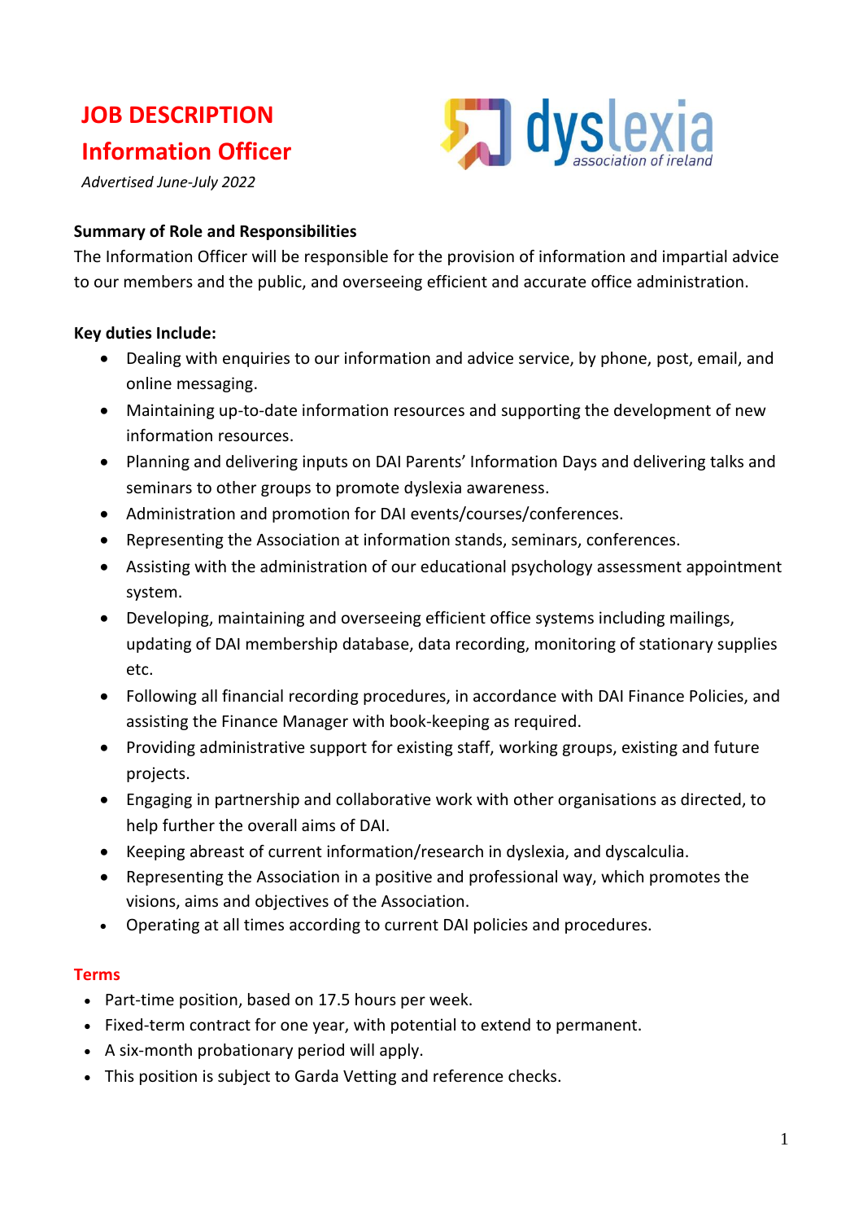# JOB DESCRIPTION

## Information Officer

*Advertised June-July 2022*

**Summary of Role and Responsibilities**

The Information Officer will be responsible for the provision of information and impartial advice to our members and the public, and overseeing efficient and accurate office administration.

**Key duties Include:**

- Dealing with enquiries to our information and advice service, by phone, post, email, and online messaging.
- Maintaining up-to-date information resources and supporting the development of new information resources.
- Planning and delivering inputs on DAI Parents' Information Days and delivering talks and seminars to other groups to promote dyslexia awareness.
- Administration and promotion for DAI events/courses/conferences.
- Representing the Association at information stands, seminars, conferences.
- Assisting with the administration of our educational psychology assessment appointment system.
- Developing, maintaining and overseeing efficient office systems including mailings, updating of DAI membership database, data recording, monitoring of stationary supplies etc.
- Following all financial recording procedures, in accordance with DAI Finance Policies, and assisting the Finance Manager with book-keeping as required.
- Providing administrative support for existing staff, working groups, existing and future projects.
- Engaging in partnership and collaborative work with other organisations as directed, to help further the overall aims of DAI.
- Keeping abreast of current information/research in dyslexia, and dyscalculia.
- Representing the Association in a positive and professional way, which promotes the visions, aims and objectives of the Association.
- Operating at all times according to current DAI policies and procedures.

**Terms**

- Part-time position, based on 17.5 hours per week.
- Fixed-term contract for one year, with potential to extend to permanent.
- A six-month probationary period will apply.
- This position is subject to Garda Vetting and reference checks.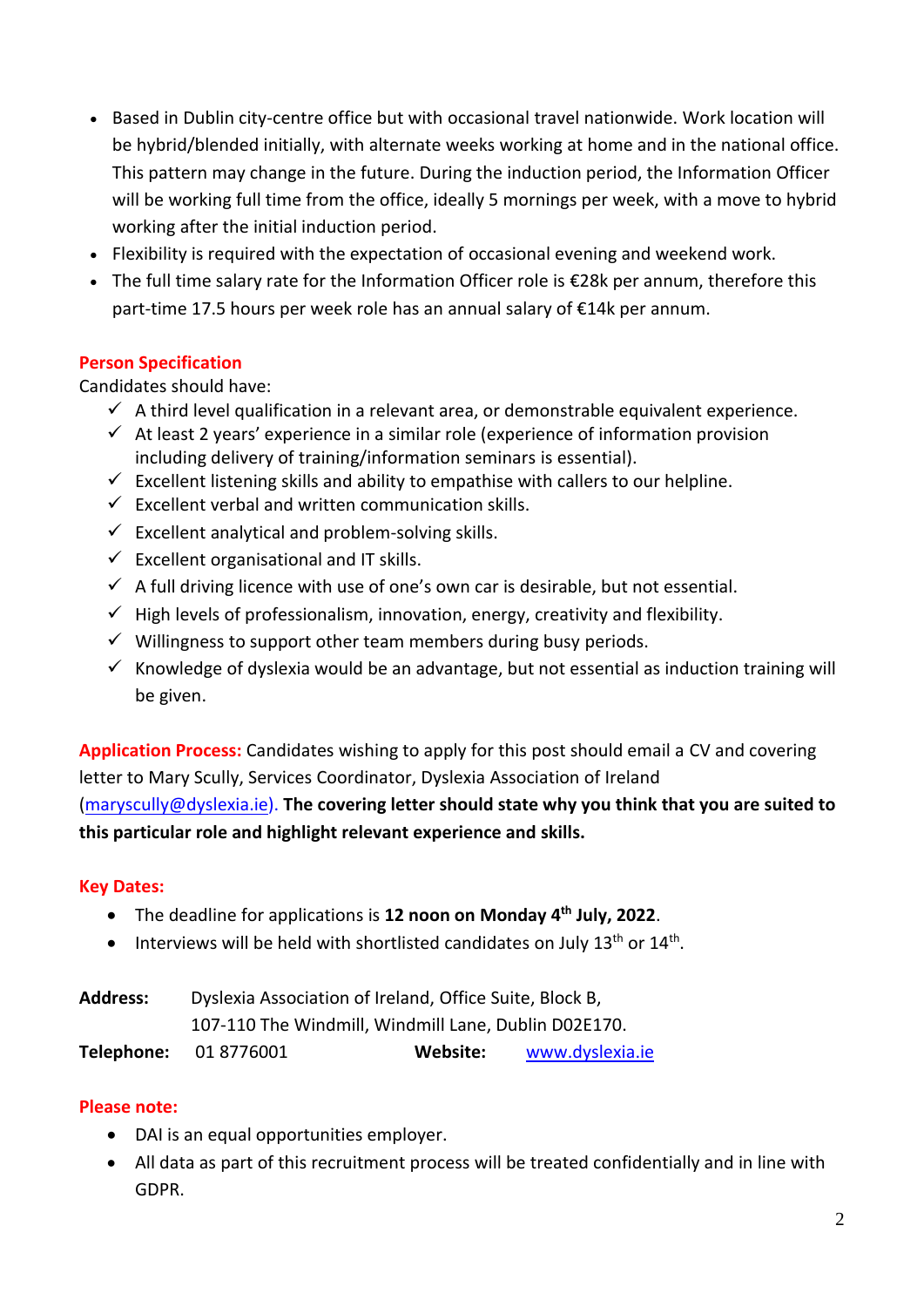- Based in Dublin city-centre office but with occasional travel nationwide. Work location will be hybrid/blended initially, with alternate weeks working at home and in the national office. This pattern may change in the future. During the induction period, the Information Officer will be working full time from the office, ideally 5 mornings per week, with a move to hybrid working after the initial induction period.
- Flexibility is required with the expectation of occasional evening and weekend work.
- The full time salary rate for the Information Officer role is €28k per annum, therefore this part-time 17.5 hours per week role has an annual salary of €14k per annum.

**Person Specification**

Candidates should have:

- ✓ A third level qualification in a relevant area, or demonstrable equivalent experience.
- ✓ At least 2 years' experience in a similar role (experience of information provision including delivery of training/information seminars is essential).
- ✓ Excellent listening skills and ability to empathise with callers to our helpline.
- ✓ Excellent verbal and written communication skills.
- ✓ Excellent analytical and problem-solving skills.
- ✓ Excellent organisational and IT skills.
- ✓ A full driving licence with use of one's own car is desirable, but not essential.
- ✓ High levels of professionalism, innovation, energy, creativity and flexibility.
- ✓ Willingness to support other team members during busy periods.
- ✓ Knowledge of dyslexia would be an advantage, but not essential as induction training will be given.

**Application Process:** Candidates wishing to apply for this post should email a CV and covering letter to Mary Scully, Services Coordinator, Dyslexia Association of Ireland (maryscully@dyslexia.ie). **The covering letter should state why you think that you are suited to this particular role and highlight relevant experience and skills.**

**Key Dates:**

- The deadline for applications is **12 noon on Monday 4th July, 2022**.
- Interviews will be held with shortlisted candidates on July 13th or 14th.

**Address:** Dyslexia Association of Ireland, Office Suite, Block B, 107-110 The Windmill, Windmill Lane, Dublin D02E170.

**Telephone:** 01 8776001 **Website:** www.dyslexia.ie

**Please note:**

- DAI is an equal opportunities employer.
- All data as part of this recruitment process will be treated confidentially and in line with GDPR.